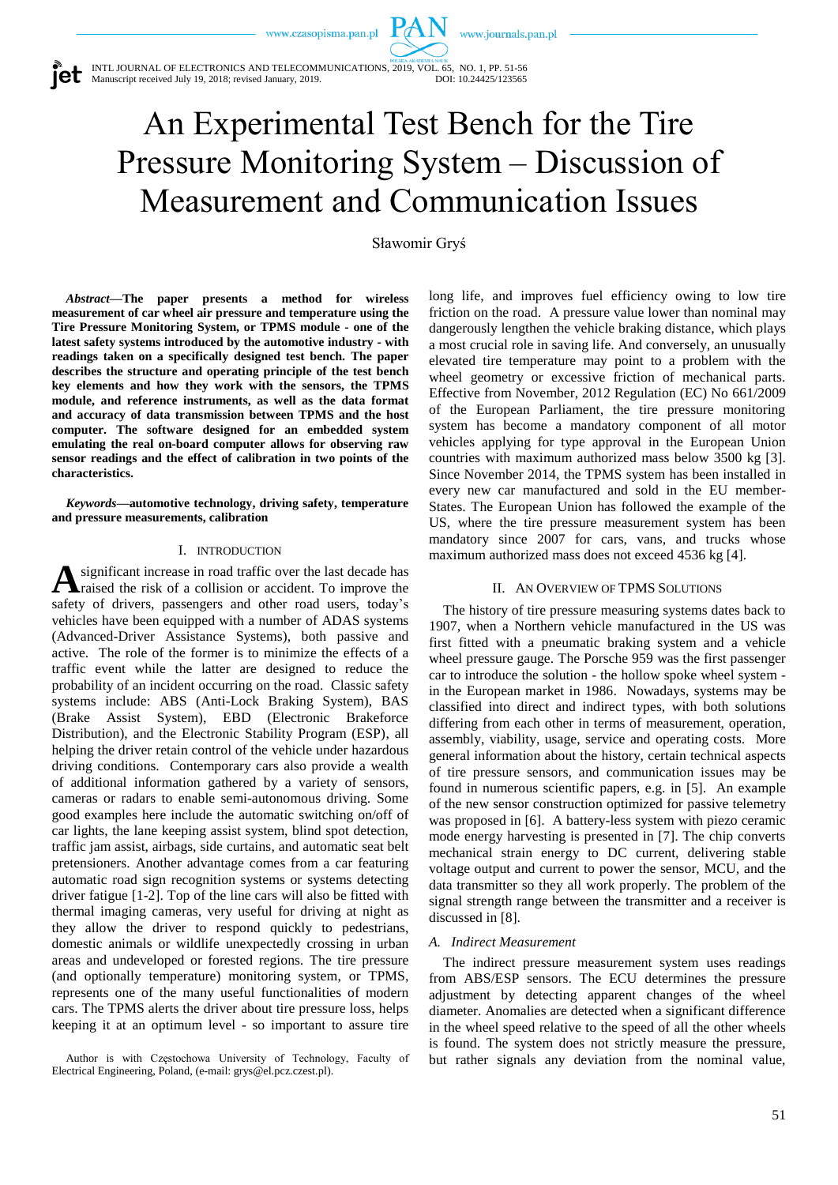# An Experimental Test Bench for the Tire Pressure Monitoring System – Discussion of Measurement and Communication Issues

Sławomir Gryś

***Abstract*—The paper presents a method for wireless measurement of car wheel air pressure and temperature using the Tire Pressure Monitoring System, or TPMS module - one of the latest safety systems introduced by the automotive industry - with readings taken on a specifically designed test bench. The paper describes the structure and operating principle of the test bench key elements and how they work with the sensors, the TPMS module, and reference instruments, as well as the data format and accuracy of data transmission between TPMS and the host computer. The software designed for an embedded system emulating the real on-board computer allows for observing raw sensor readings and the effect of calibration in two points of the characteristics.**

***Keywords*—automotive technology, driving safety, temperature and pressure measurements, calibration**

## I. Introduction

A significant increase in road traffic over the last decade has raised the risk of a collision or accident. To improve the safety of drivers, passengers and other road users, today's vehicles have been equipped with a number of ADAS systems (Advanced-Driver Assistance Systems), both passive and active. The role of the former is to minimize the effects of a traffic event while the latter are designed to reduce the probability of an incident occurring on the road. Classic safety systems include: ABS (Anti-Lock Braking System), BAS (Brake Assist System), EBD (Electronic Brakeforce Distribution), and the Electronic Stability Program (ESP), all helping the driver retain control of the vehicle under hazardous driving conditions. Contemporary cars also provide a wealth of additional information gathered by a variety of sensors, cameras or radars to enable semi-autonomous driving. Some good examples here include the automatic switching on/off of car lights, the lane keeping assist system, blind spot detection, traffic jam assist, airbags, side curtains, and automatic seat belt pretensioners. Another advantage comes from a car featuring automatic road sign recognition systems or systems detecting driver fatigue [1-2]. Top of the line cars will also be fitted with thermal imaging cameras, very useful for driving at night as they allow the driver to respond quickly to pedestrians, domestic animals or wildlife unexpectedly crossing in urban areas and undeveloped or forested regions. The tire pressure (and optionally temperature) monitoring system, or TPMS, represents one of the many useful functionalities of modern cars. The TPMS alerts the driver about tire pressure loss, helps keeping it at an optimum level - so important to assure tire long life, and improves fuel efficiency owing to low tire friction on the road. A pressure value lower than nominal may dangerously lengthen the vehicle braking distance, which plays a most crucial role in saving life. And conversely, an unusually elevated tire temperature may point to a problem with the wheel geometry or excessive friction of mechanical parts. Effective from November, 2012 Regulation (EC) No 661/2009 of the European Parliament, the tire pressure monitoring system has become a mandatory component of all motor vehicles applying for type approval in the European Union countries with maximum authorized mass below 3500 kg [3]. Since November 2014, the TPMS system has been installed in every new car manufactured and sold in the EU member-States. The European Union has followed the example of the US, where the tire pressure measurement system has been mandatory since 2007 for cars, vans, and trucks whose maximum authorized mass does not exceed 4536 kg [4].

Author is with Częstochowa University of Technology, Faculty of Electrical Engineering, Poland, (e-mail: grys@el.pcz.czest.pl).

## II. An Overview of TPMS Solutions

The history of tire pressure measuring systems dates back to 1907, when a Northern vehicle manufactured in the US was first fitted with a pneumatic braking system and a vehicle wheel pressure gauge. The Porsche 959 was the first passenger car to introduce the solution - the hollow spoke wheel system - in the European market in 1986. Nowadays, systems may be classified into direct and indirect types, with both solutions differing from each other in terms of measurement, operation, assembly, viability, usage, service and operating costs. More general information about the history, certain technical aspects of tire pressure sensors, and communication issues may be found in numerous scientific papers, e.g. in [5]. An example of the new sensor construction optimized for passive telemetry was proposed in [6]. A battery-less system with piezo ceramic mode energy harvesting is presented in [7]. The chip converts mechanical strain energy to DC current, delivering stable voltage output and current to power the sensor, MCU, and the data transmitter so they all work properly. The problem of the signal strength range between the transmitter and a receiver is discussed in [8].

### A. Indirect Measurement

The indirect pressure measurement system uses readings from ABS/ESP sensors. The ECU determines the pressure adjustment by detecting apparent changes of the wheel diameter. Anomalies are detected when a significant difference in the wheel speed relative to the speed of all the other wheels is found. The system does not strictly measure the pressure, but rather signals any deviation from the nominal value,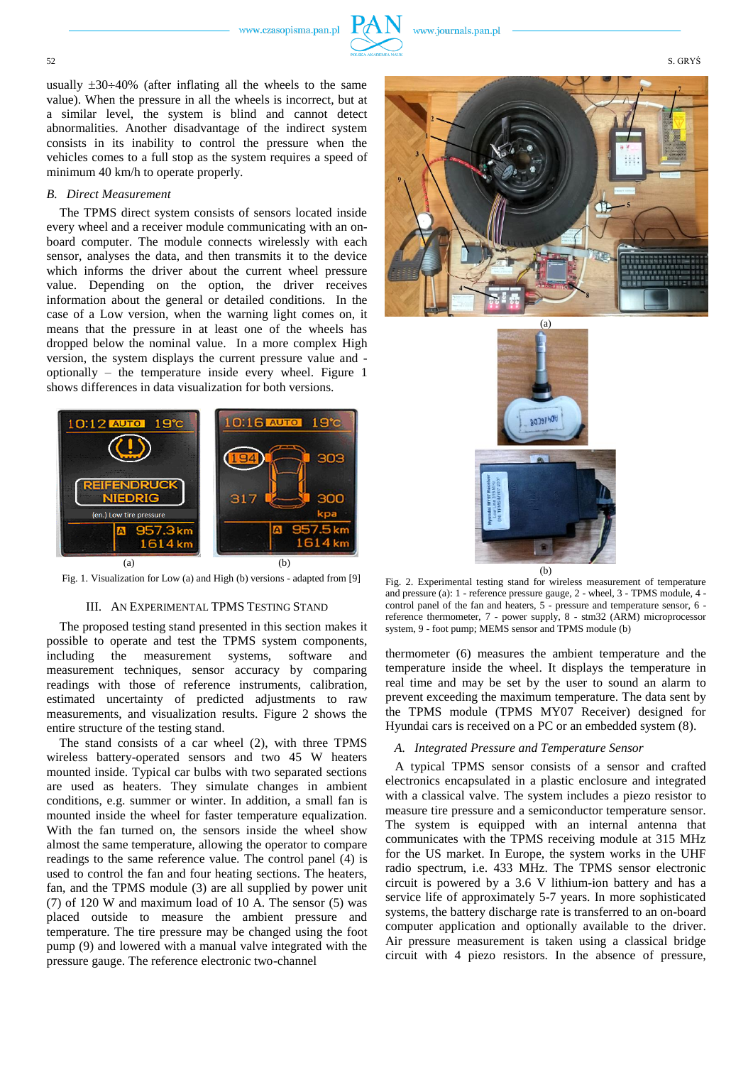usually ±30÷40% (after inflating all the wheels to the same value). When the pressure in all the wheels is incorrect, but at a similar level, the system is blind and cannot detect abnormalities. Another disadvantage of the indirect system consists in its inability to control the pressure when the vehicles comes to a full stop as the system requires a speed of minimum 40 km/h to operate properly.

### *B. Direct Measurement*

The TPMS direct system consists of sensors located inside every wheel and a receiver module communicating with an on-board computer. The module connects wirelessly with each sensor, analyses the data, and then transmits it to the device which informs the driver about the current wheel pressure value. Depending on the option, the driver receives information about the general or detailed conditions. In the case of a Low version, when the warning light comes on, it means that the pressure in at least one of the wheels has dropped below the nominal value. In a more complex High version, the system displays the current pressure value and - optionally – the temperature inside every wheel. Figure 1 shows differences in data visualization for both versions.

Fig. 1. Visualization for Low (a) and High (b) versions - adapted from [9]

## III. An Experimental TPMS Testing Stand

The proposed testing stand presented in this section makes it possible to test the TPMS system components, including the measurement systems, software and measurement techniques, sensor accuracy by comparing readings with those of reference instruments, calibration, estimated uncertainty of predicted adjustments to raw measurements, and visualization results. Figure 2 shows the entire structure of the testing stand.

The stand consists of a car wheel (2), with three TPMS wireless battery-operated sensors and two 45 W heaters mounted inside. Typical car bulbs with two separated sections are used as heaters. They simulate changes in ambient conditions, e.g. summer or winter. In addition, a small fan is mounted inside the wheel for faster temperature equalization. With the fan turned on, the sensors inside the wheel show almost the same temperature, allowing the operator to compare readings to the same reference value. The control panel (4) is used to control the fan and four heating sections. The heaters, fan, and the TPMS module (3) are all supplied by power unit (7) of 120 W and maximum load of 10 A. The sensor (5) was placed outside to measure the ambient pressure and temperature. The tire pressure may be changed using the foot pump (9) and lowered with a manual valve integrated with the pressure gauge. The reference electronic two-channel thermometer (6) measures the ambient temperature and the temperature inside the wheel. It displays the temperature in real time and may be set by the user to sound an alarm to prevent exceeding the maximum temperature. The data sent by the TPMS module (TPMS MY07 Receiver) designed for Hyundai cars is received on a PC or an embedded system (8).

Fig. 2. Experimental testing stand for wireless measurement of temperature and pressure (a): 1 - reference pressure gauge, 2 - wheel, 3 - TPMS module, 4 - control panel of the fan and heaters, 5 - pressure and temperature sensor, 6 - reference thermometer, 7 - power supply, 8 - stm32 (ARM) microprocessor system, 9 - foot pump; MEMS sensor and TPMS module (b)

### *A. Integrated Pressure and Temperature Sensor*

A typical TPMS sensor consists of a sensor and crafted electronics encapsulated in a plastic enclosure and integrated with a classical valve. The system includes a piezo resistor to measure tire pressure and a semiconductor temperature sensor. The system is equipped with an internal antenna that communicates with the TPMS receiving module at 315 MHz for the US market. In Europe, the system works in the UHF radio spectrum, i.e. 433 MHz. The TPMS sensor electronic circuit is powered by a 3.6 V lithium-ion battery and has a service life of approximately 5-7 years. In more sophisticated systems, the battery discharge rate is transferred to an on-board computer application and optionally available to the driver. Air pressure measurement is taken using a classical bridge circuit with 4 piezo resistors. In the absence of pressure,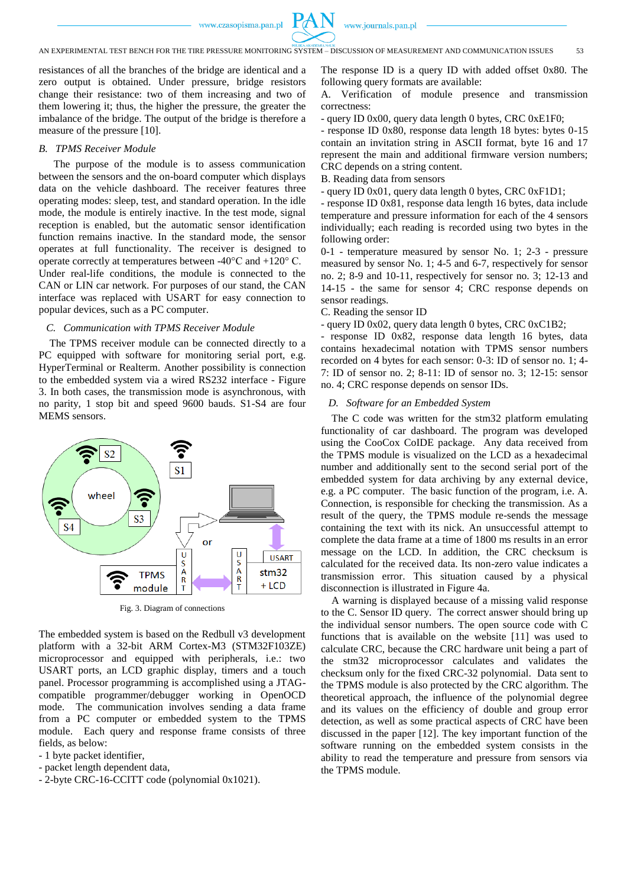resistances of all the branches of the bridge are identical and a zero output is obtained. Under pressure, bridge resistors change their resistance: two of them increasing and two of them lowering it; thus, the higher the pressure, the greater the imbalance of the bridge. The output of the bridge is therefore a measure of the pressure [10].

### *B. TPMS Receiver Module*

The purpose of the module is to assess communication between the sensors and the on-board computer which displays data on the vehicle dashboard. The receiver features three operating modes: sleep, test, and standard operation. In the idle mode, the module is entirely inactive. In the test mode, signal reception is enabled, but the automatic sensor identification function remains inactive. In the standard mode, the sensor operates at full functionality. The receiver is designed to operate correctly at temperatures between -40°C and +120° C. Under real-life conditions, the module is connected to the CAN or LIN car network. For purposes of our stand, the CAN interface was replaced with USART for easy connection to popular devices, such as a PC computer.

### *C. Communication with TPMS Receiver Module*

The TPMS receiver module can be connected directly to a PC equipped with software for monitoring serial port, e.g. HyperTerminal or Realterm. Another possibility is connection to the embedded system via a wired RS232 interface - Figure 3. In both cases, the transmission mode is asynchronous, with no parity, 1 stop bit and speed 9600 bauds. S1-S4 are four MEMS sensors.

Fig. 3. Diagram of connections

The embedded system is based on the Redbull v3 development platform with a 32-bit ARM Cortex-M3 (STM32F103ZE) microprocessor and equipped with peripherals, i.e.: two USART ports, an LCD graphic display, timers and a touch panel. Processor programming is accomplished using a JTAG-compatible programmer/debugger working in OpenOCD mode. The communication involves sending a data frame from a PC computer or embedded system to the TPMS module. Each query and response frame consists of three fields, as below:

- 1 byte packet identifier,
- packet length dependent data,
- 2-byte CRC-16-CCITT code (polynomial 0x1021).

The response ID is a query ID with added offset 0x80. The following query formats are available:

A. Verification of module presence and transmission correctness:

- query ID 0x00, query data length 0 bytes, CRC 0xE1F0;
- response ID 0x80, response data length 18 bytes: bytes 0-15 contain an invitation string in ASCII format, byte 16 and 17 represent the main and additional firmware version numbers; CRC depends on a string content.

B. Reading data from sensors

- query ID 0x01, query data length 0 bytes, CRC 0xF1D1;
- response ID 0x81, response data length 16 bytes, data include temperature and pressure information for each of the 4 sensors individually; each reading is recorded using two bytes in the following order:

0-1 - temperature measured by sensor No. 1; 2-3 - pressure measured by sensor No. 1; 4-5 and 6-7, respectively for sensor no. 2; 8-9 and 10-11, respectively for sensor no. 3; 12-13 and 14-15 - the same for sensor 4; CRC response depends on sensor readings.

C. Reading the sensor ID

- query ID 0x02, query data length 0 bytes, CRC 0xC1B2;
- response ID 0x82, response data length 16 bytes, data contains hexadecimal notation with TPMS sensor numbers recorded on 4 bytes for each sensor: 0-3: ID of sensor no. 1; 4-7: ID of sensor no. 2; 8-11: ID of sensor no. 3; 12-15: sensor no. 4; CRC response depends on sensor IDs.

### *D. Software for an Embedded System*

The C code was written for the stm32 platform emulating functionality of car dashboard. The program was developed using the CooCox CoIDE package. Any data received from the TPMS module is visualized on the LCD as a hexadecimal number and additionally sent to the second serial port of the embedded system for data archiving by any external device, e.g. a PC computer. The basic function of the program, i.e. A. Connection, is responsible for checking the transmission. As a result of the query, the TPMS module re-sends the message containing the text with its nick. An unsuccessful attempt to complete the data frame at a time of 1800 ms results in an error message on the LCD. In addition, the CRC checksum is calculated for the received data. Its non-zero value indicates a transmission error. This situation caused by a physical disconnection is illustrated in Figure 4a.

A warning is displayed because of a missing valid response to the C. Sensor ID query. The correct answer should bring up the individual sensor numbers. The open source code with C functions that is available on the website [11] was used to calculate CRC, because the CRC hardware unit being a part of the stm32 microprocessor calculates and validates the checksum only for the fixed CRC-32 polynomial. Data sent to the TPMS module is also protected by the CRC algorithm. The theoretical approach, the influence of the polynomial degree and its values on the efficiency of double and group error detection, as well as some practical aspects of CRC have been discussed in the paper [12]. The key important function of the software running on the embedded system consists in the ability to read the temperature and pressure from sensors via the TPMS module.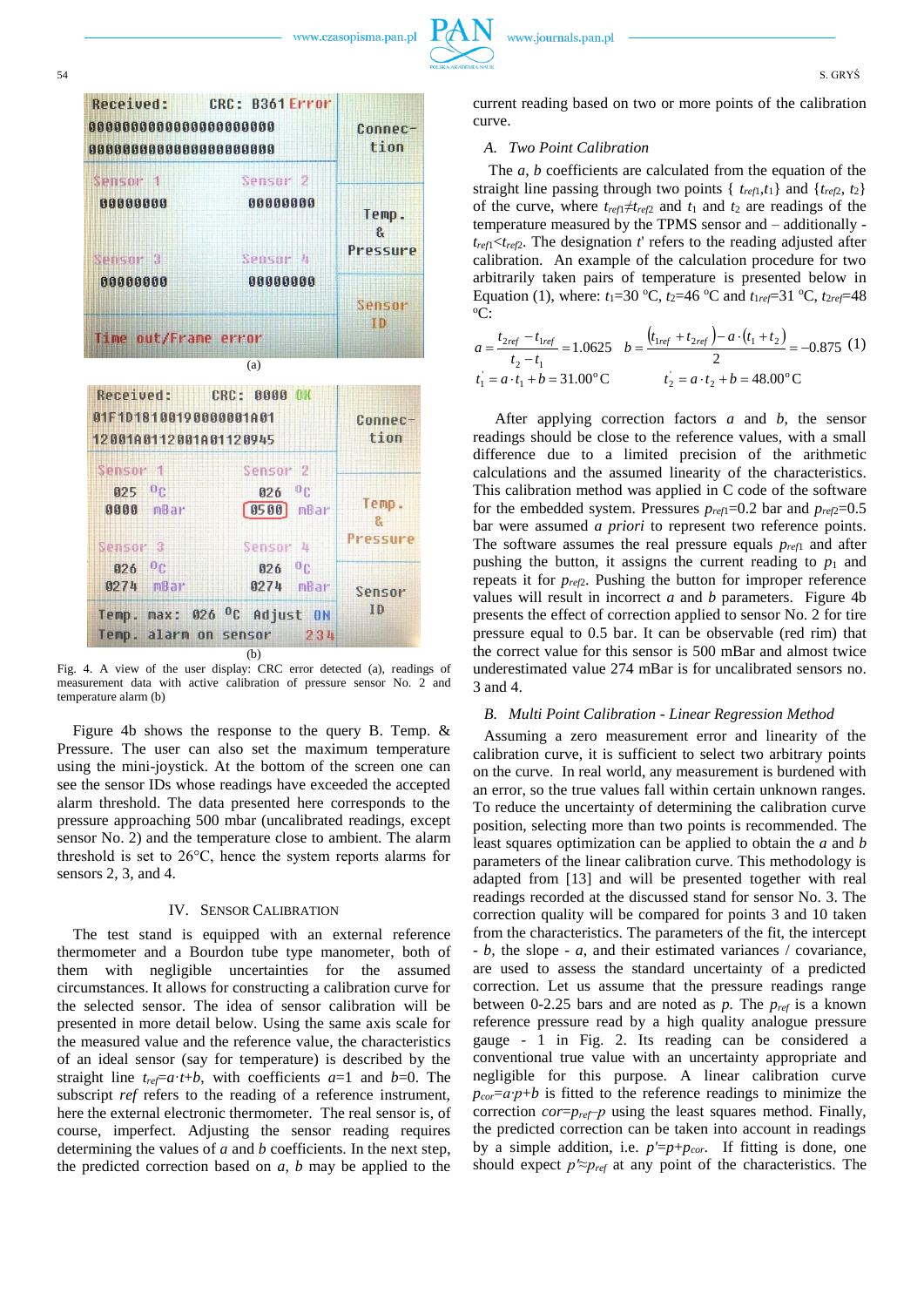Fig. 4. A view of the user display: CRC error detected (a), readings of measurement data with active calibration of pressure sensor No. 2 and temperature alarm (b)

Figure 4b shows the response to the query B. Temp. & Pressure. The user can also set the maximum temperature using the mini-joystick. At the bottom of the screen one can see the sensor IDs whose readings have exceeded the accepted alarm threshold. The data presented here corresponds to the pressure approaching 500 mbar (uncalibrated readings, except sensor No. 2) and the temperature close to ambient. The alarm threshold is set to 26°C, hence the system reports alarms for sensors 2, 3, and 4.

## IV. Sensor Calibration

The test stand is equipped with an external reference thermometer and a Bourdon tube type manometer, both of them with negligible uncertainties for the assumed circumstances. It allows for constructing a calibration curve for the selected sensor. The idea of sensor calibration will be presented in more detail below. Using the same axis scale for the measured value and the reference value, the characteristics of an ideal sensor (say for temperature) is described by the straight line $t_{ref}=a\cdot t+b$, with coefficients $a=1$ and $b=0$. The subscript *ref* refers to the reading of a reference instrument, here the external electronic thermometer. The real sensor is, of course, imperfect. Adjusting the sensor reading requires determining the values of $a$ and $b$ coefficients. In the next step, the predicted correction based on $a$, $b$ may be applied to the current reading based on two or more points of the calibration curve.

### A. Two Point Calibration

The $a$, $b$ coefficients are calculated from the equation of the straight line passing through two points { $t_{ref1}, t_1$} and {$t_{ref2}$, $t_2$} of the curve, where $t_{ref1} \neq t_{ref2}$ and $t_1$ and $t_2$ are readings of the temperature measured by the TPMS sensor and – additionally - $t_{ref1} < t_{ref2}$. The designation $t'$ refers to the reading adjusted after calibration. An example of the calculation procedure for two arbitrarily taken pairs of temperature is presented below in Equation (1), where: $t_1$=30 °C, $t_2$=46 °C and $t_{1ref}$=31 °C, $t_{2ref}$=48 °C:

$$a=\frac{t_{2ref}-t_{1ref}}{t_2-t_1}=1.0625 \quad b=\frac{(t_{1ref}+t_{2ref})-a\cdot(t_1+t_2)}{2}=-0.875 \quad (1)$$

$$t_1^{'}=a\cdot t_1+b=31.00^{\circ}\mathrm{C} \qquad t_2^{'}=a\cdot t_2+b=48.00^{\circ}\mathrm{C}$$

After applying correction factors $a$ and $b$, the sensor readings should be close to the reference values, with a small difference due to a limited precision of the arithmetic calculations and the assumed linearity of the characteristics. This calibration method was applied in C code of the software for the embedded system. Pressures $p_{ref1}$=0.2 bar and $p_{ref2}$=0.5 bar were assumed *a priori* to represent two reference points. The software assumes the real pressure equals $p_{ref1}$ and after pushing the button, it assigns the current reading to $p_1$ and repeats it for $p_{ref2}$. Pushing the button for improper reference values will result in incorrect $a$ and $b$ parameters. Figure 4b presents the effect of correction applied to sensor No. 2 for tire pressure equal to 0.5 bar. It can be observable (red rim) that the correct value for this sensor is 500 mBar and almost twice underestimated value 274 mBar is for uncalibrated sensors no. 3 and 4.

### B. Multi Point Calibration - Linear Regression Method

Assuming a zero measurement error and linearity of the calibration curve, it is sufficient to select two arbitrary points on the curve. In real world, any measurement is burdened with an error, so the true values fall within certain unknown ranges. To reduce the uncertainty of determining the calibration curve position, selecting more than two points is recommended. The least squares optimization can be applied to obtain the $a$ and $b$ parameters of the linear calibration curve. This methodology is adapted from [13] and will be presented together with real readings recorded at the discussed stand for sensor No. 3. The correction quality will be compared for points 3 and 10 taken from the characteristics. The parameters of the fit, the intercept - $b$, the slope - $a$, and their estimated variances / covariance, are used to assess the standard uncertainty of a predicted correction. Let us assume that the pressure readings range between 0-2.25 bars and are noted as $p$. The $p_{ref}$ is a known reference pressure read by a high quality analogue pressure gauge - 1 in Fig. 2. Its reading can be considered a conventional true value with an uncertainty appropriate and negligible for this purpose. A linear calibration curve $p_{cor}=a\cdot p+b$ is fitted to the reference readings to minimize the correction $cor=p_{ref}-p$ using the least squares method. Finally, the predicted correction can be taken into account in readings by a simple addition, i.e. $p'=p+p_{cor}$. If fitting is done, one should expect $p'\approx p_{ref}$ at any point of the characteristics. The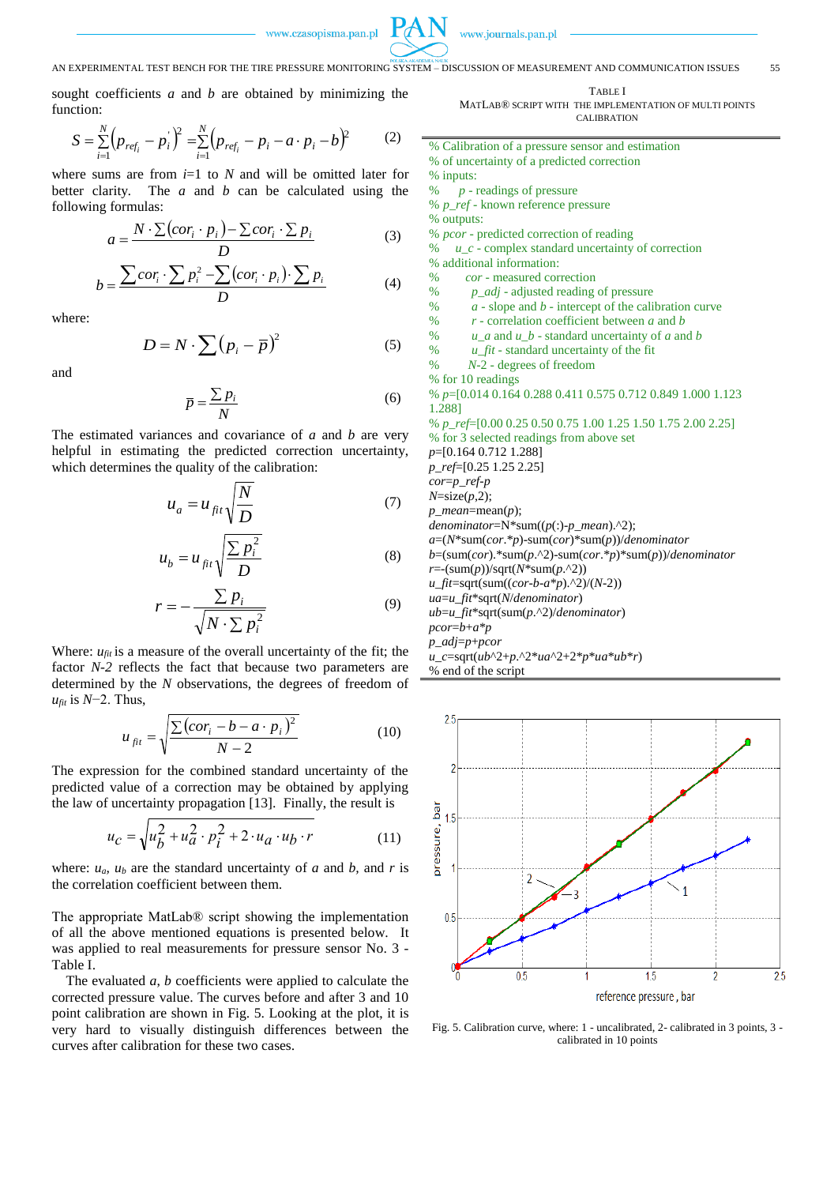sought coefficients $a$ and $b$ are obtained by minimizing the function:

$$S = \sum_{i=1}^{N}\left(p_{ref_i} - p_i^{'}\right)^2 = \sum_{i=1}^{N}\left(p_{ref_i} - p_i - a \cdot p_i - b\right)^2 \qquad (2)$$

where sums are from $i$=1 to $N$ and will be omitted later for better clarity. The $a$ and $b$ can be calculated using the following formulas:

$$a = \frac{N \cdot \sum(cor_i \cdot p_i) - \sum cor_i \cdot \sum p_i}{D} \qquad (3)$$

$$b = \frac{\sum cor_i \cdot \sum p_i^2 - \sum(cor_i \cdot p_i) \cdot \sum p_i}{D} \qquad (4)$$

where:

$$D = N \cdot \sum\left(p_i - \overline{p}\right)^2 \qquad (5)$$

and

$$\overline{p} = \frac{\sum p_i}{N} \qquad (6)$$

The estimated variances and covariance of $a$ and $b$ are very helpful in estimating the predicted correction uncertainty, which determines the quality of the calibration:

$$u_a = u_{fit}\sqrt{\frac{N}{D}} \qquad (7)$$

$$u_b = u_{fit}\sqrt{\frac{\sum p_i^2}{D}} \qquad (8)$$

$$r = -\frac{\sum p_i}{\sqrt{N \cdot \sum p_i^2}} \qquad (9)$$

Where: $u_{fit}$ is a measure of the overall uncertainty of the fit; the factor $N$-2 reflects the fact that because two parameters are determined by the $N$ observations, the degrees of freedom of $u_{fit}$ is $N$−2. Thus,

$$u_{fit} = \sqrt{\frac{\sum\left(cor_i - b - a \cdot p_i\right)^2}{N-2}} \qquad (10)$$

The expression for the combined standard uncertainty of the predicted value of a correction may be obtained by applying the law of uncertainty propagation [13]. Finally, the result is

$$u_c = \sqrt{u_b^2 + u_a^2 \cdot p_i^2 + 2 \cdot u_a \cdot u_b \cdot r} \qquad (11)$$

where: $u_a$, $u_b$ are the standard uncertainty of $a$ and $b$, and $r$ is the correlation coefficient between them.

The appropriate MatLab® script showing the implementation of all the above mentioned equations is presented below. It was applied to real measurements for pressure sensor No. 3 - Table I.

The evaluated $a$, $b$ coefficients were applied to calculate the corrected pressure value. The curves before and after 3 and 10 point calibration are shown in Fig. 5. Looking at the plot, it is very hard to visually distinguish differences between the curves after calibration for these two cases.

TABLE I
MATLAB® SCRIPT WITH THE IMPLEMENTATION OF MULTI POINTS CALIBRATION

```
% Calibration of a pressure sensor and estimation
% of uncertainty of a predicted correction
% inputs:
%     p - readings of pressure
% p_ref - known reference pressure
% outputs:
% pcor - predicted correction of reading
%   u_c - complex standard uncertainty of correction
% additional information:
%       cor - measured correction
%         p_adj - adjusted reading of pressure
%         a - slope and b - intercept of the calibration curve
%         r - correlation coefficient between a and b
%         u_a and u_b - standard uncertainty of a and b
%         u_fit - standard uncertainty of the fit
%       N-2 - degrees of freedom
% for 10 readings
% p=[0.014 0.164 0.288 0.411 0.575 0.712 0.849 1.000 1.123 1.288]
% p_ref=[0.00 0.25 0.50 0.75 1.00 1.25 1.50 1.75 2.00 2.25]
% for 3 selected readings from above set
p=[0.164 0.712 1.288]
p_ref=[0.25 1.25 2.25]
cor=p_ref-p
N=size(p,2);
p_mean=mean(p);
denominator=N*sum((p(:)-p_mean).^2);
a=(N*sum(cor.*p)-sum(cor)*sum(p))/denominator
b=(sum(cor).*sum(p.^2)-sum(cor.*p)*sum(p))/denominator
r=-(sum(p))/sqrt(N*sum(p.^2))
u_fit=sqrt(sum((cor-b-a*p).^2)/(N-2))
ua=u_fit*sqrt(N/denominator)
ub=u_fit*sqrt(sum(p.^2)/denominator)
pcor=b+a*p
p_adj=p+pcor
u_c=sqrt(ub^2+p.^2*ua^2+2*p*ua*ub*r)
% end of the script
```

Fig. 5. Calibration curve, where: 1 - uncalibrated, 2- calibrated in 3 points, 3 - calibrated in 10 points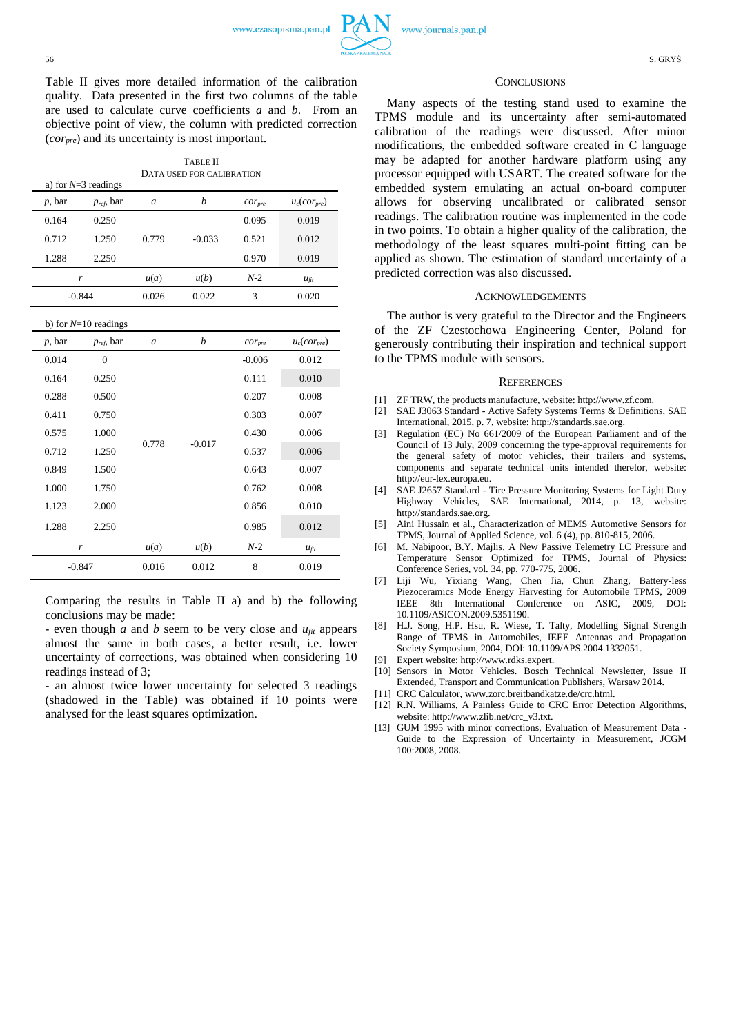Table II gives more detailed information of the calibration quality. Data presented in the first two columns of the table are used to calculate curve coefficients $a$ and $b$. From an objective point of view, the column with predicted correction ($cor_{pre}$) and its uncertainty is most important.

TABLE II
DATA USED FOR CALIBRATION

a) for $N$=3 readings

| $p$, bar | $p_{ref}$, bar | $a$ | $b$ | $cor_{pre}$ | $u_c(cor_{pre})$ |
|---|---|---|---|---|---|
| 0.164 | 0.250 | | | 0.095 | 0.019 |
| 0.712 | 1.250 | 0.779 | -0.033 | 0.521 | 0.012 |
| 1.288 | 2.250 | | | 0.970 | 0.019 |
| $r$ | | $u(a)$ | $u(b)$ | $N$-2 | $u_{fit}$ |
| -0.844 | | 0.026 | 0.022 | 3 | 0.020 |

b) for $N$=10 readings

| $p$, bar | $p_{ref}$, bar | $a$ | $b$ | $cor_{pre}$ | $u_c(cor_{pre})$ |
|---|---|---|---|---|---|
| 0.014 | 0 | | | -0.006 | 0.012 |
| 0.164 | 0.250 | | | 0.111 | 0.010 |
| 0.288 | 0.500 | | | 0.207 | 0.008 |
| 0.411 | 0.750 | | | 0.303 | 0.007 |
| 0.575 | 1.000 | | | 0.430 | 0.006 |
| 0.712 | 1.250 | 0.778 | -0.017 | 0.537 | 0.006 |
| 0.849 | 1.500 | | | 0.643 | 0.007 |
| 1.000 | 1.750 | | | 0.762 | 0.008 |
| 1.123 | 2.000 | | | 0.856 | 0.010 |
| 1.288 | 2.250 | | | 0.985 | 0.012 |
| $r$ | | $u(a)$ | $u(b)$ | $N$-2 | $u_{fit}$ |
| -0.847 | | 0.016 | 0.012 | 8 | 0.019 |

Comparing the results in Table II a) and b) the following conclusions may be made:

- even though $a$ and $b$ seem to be very close and $u_{fit}$ appears almost the same in both cases, a better result, i.e. lower uncertainty of corrections, was obtained when considering 10 readings instead of 3;
- an almost twice lower uncertainty for selected 3 readings (shadowed in the Table) was obtained if 10 points were analysed for the least squares optimization.

## CONCLUSIONS

Many aspects of the testing stand used to examine the TPMS module and its uncertainty after semi-automated calibration of the readings were discussed. After minor modifications, the embedded software created in C language may be adapted for another hardware platform using any processor equipped with USART. The created software for the embedded system emulating an actual on-board computer allows for observing uncalibrated or calibrated sensor readings. The calibration routine was implemented in the code in two points. To obtain a higher quality of the calibration, the methodology of the least squares multi-point fitting can be applied as shown. The estimation of standard uncertainty of a predicted correction was also discussed.

## ACKNOWLEDGEMENTS

The author is very grateful to the Director and the Engineers of the ZF Czestochowa Engineering Center, Poland for generously contributing their inspiration and technical support to the TPMS module with sensors.

## REFERENCES

[1] ZF TRW, the products manufacture, website: http://www.zf.com.

[2] SAE J3063 Standard - Active Safety Systems Terms & Definitions, SAE International, 2015, p. 7, website: http://standards.sae.org.

[3] Regulation (EC) No 661/2009 of the European Parliament and of the Council of 13 July, 2009 concerning the type-approval requirements for the general safety of motor vehicles, their trailers and systems, components and separate technical units intended therefor, website: http://eur-lex.europa.eu.

[4] SAE J2657 Standard - Tire Pressure Monitoring Systems for Light Duty Highway Vehicles, SAE International, 2014, p. 13, website: http://standards.sae.org.

[5] Aini Hussain et al., Characterization of MEMS Automotive Sensors for TPMS, Journal of Applied Science, vol. 6 (4), pp. 810-815, 2006.

[6] M. Nabipoor, B.Y. Majlis, A New Passive Telemetry LC Pressure and Temperature Sensor Optimized for TPMS, Journal of Physics: Conference Series, vol. 34, pp. 770-775, 2006.

[7] Liji Wu, Yixiang Wang, Chen Jia, Chun Zhang, Battery-less Piezoceramics Mode Energy Harvesting for Automobile TPMS, 2009 IEEE 8th International Conference on ASIC, 2009, DOI: 10.1109/ASICON.2009.5351190.

[8] H.J. Song, H.P. Hsu, R. Wiese, T. Talty, Modelling Signal Strength Range of TPMS in Automobiles, IEEE Antennas and Propagation Society Symposium, 2004, DOI: 10.1109/APS.2004.1332051.

[9] Expert website: http://www.rdks.expert.

[10] Sensors in Motor Vehicles. Bosch Technical Newsletter, Issue II Extended, Transport and Communication Publishers, Warsaw 2014.

[11] CRC Calculator, www.zorc.breitbandkatze.de/crc.html.

[12] R.N. Williams, A Painless Guide to CRC Error Detection Algorithms, website: http://www.zlib.net/crc_v3.txt.

[13] GUM 1995 with minor corrections, Evaluation of Measurement Data - Guide to the Expression of Uncertainty in Measurement, JCGM 100:2008, 2008.